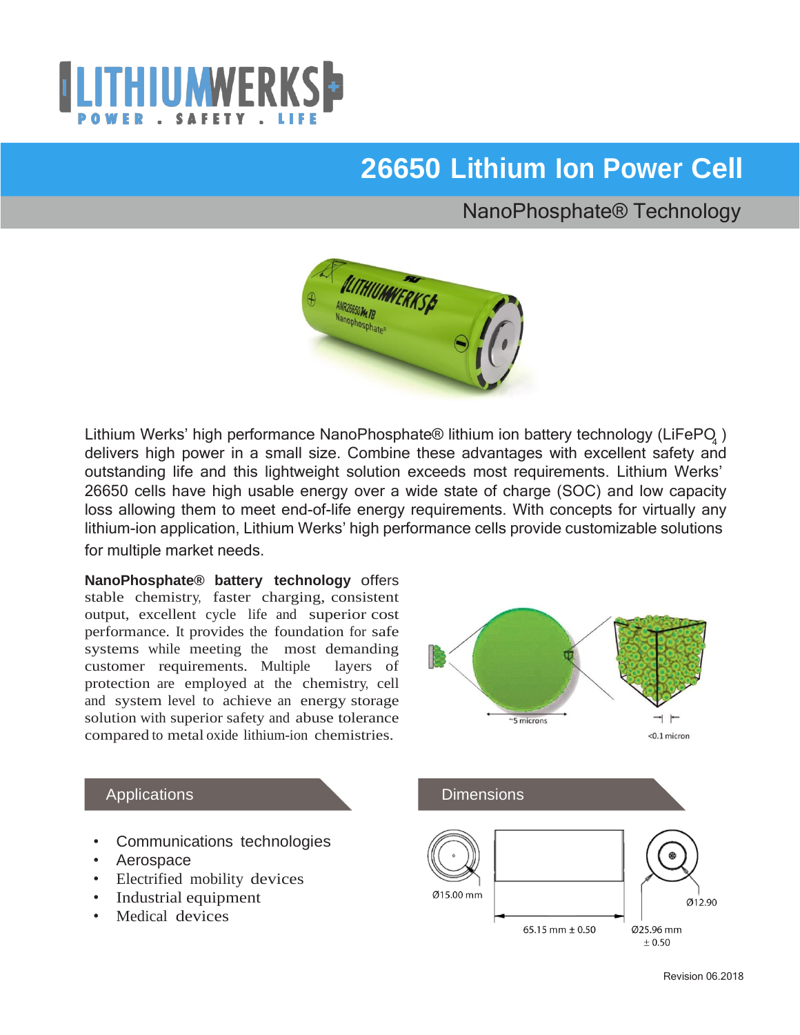# LITHIUMWERKS

POWER . SAFETY . LIFE

# 26650 Lithium Ion Power Cell

## NanoPhosphate® Technology

Lithium Werks' high performance NanoPhosphate® lithium ion battery technology ($LiFePO_4$) delivers high power in a small size. Combine these advantages with excellent safety and outstanding life and this lightweight solution exceeds most requirements. Lithium Werks' 26650 cells have high usable energy over a wide state of charge (SOC) and low capacity loss allowing them to meet end-of-life energy requirements. With concepts for virtually any lithium-ion application, Lithium Werks' high performance cells provide customizable solutions for multiple market needs.

**NanoPhosphate® battery technology** offers stable chemistry, faster charging, consistent output, excellent cycle life and superior cost performance. It provides the foundation for safe systems while meeting the most demanding customer requirements. Multiple layers of protection are employed at the chemistry, cell and system level to achieve an energy storage solution with superior safety and abuse tolerance compared to metal oxide lithium-ion chemistries.

~5 microns

<0.1 micron

## Applications

- Communications technologies
- Aerospace
- Electrified mobility devices
- Industrial equipment
- Medical devices

## Dimensions

Ø15.00 mm

Ø12.90

65.15 mm ± 0.50

Ø25.96 mm ± 0.50

Revision 06.2018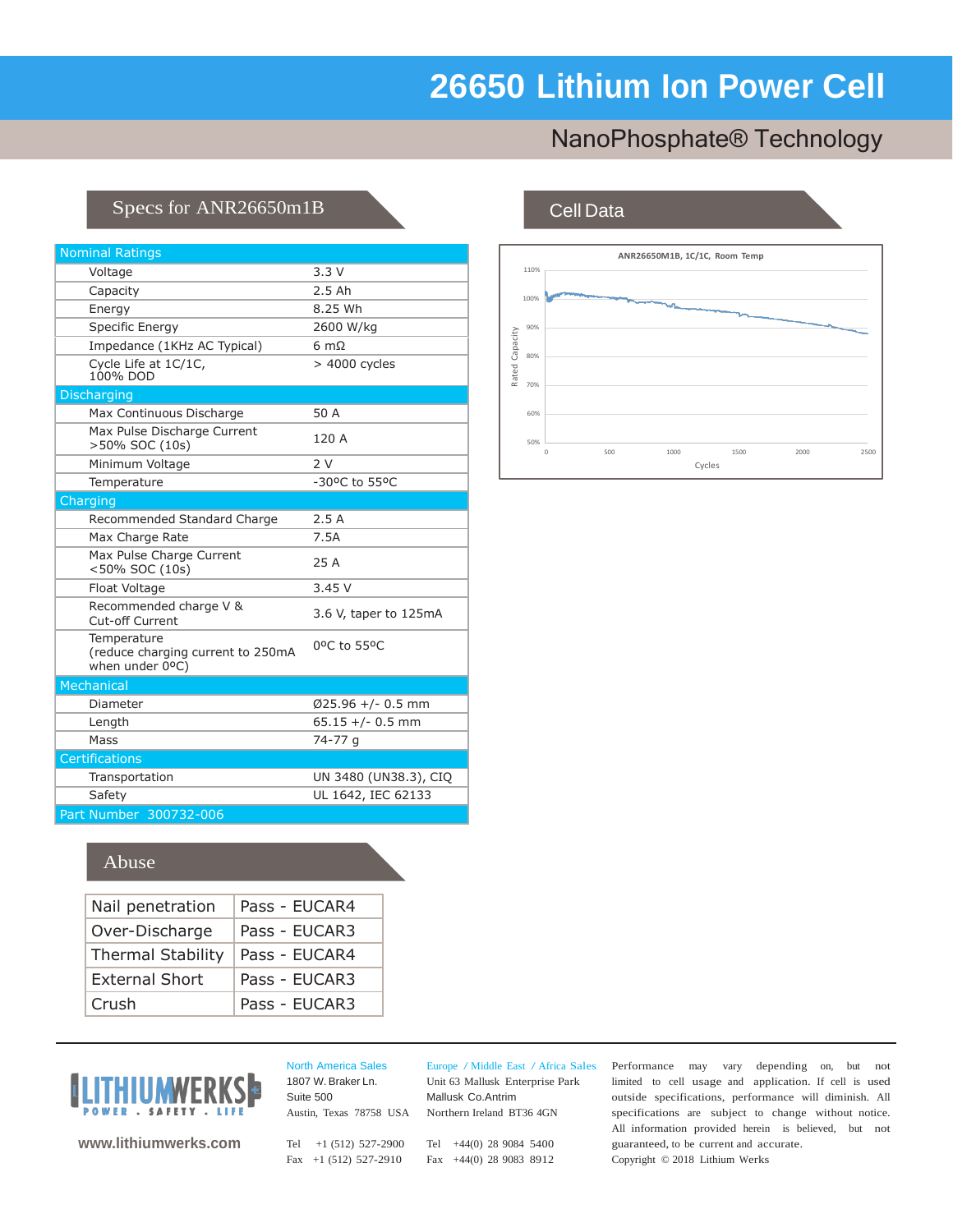# 26650 Lithium Ion Power Cell

## NanoPhosphate® Technology

## Specs for ANR26650m1B

| | |
|---|---|
| **Nominal Ratings** | |
| Voltage | 3.3 V |
| Capacity | 2.5 Ah |
| Energy | 8.25 Wh |
| Specific Energy | 2600 W/kg |
| Impedance (1KHz AC Typical) | 6 mΩ |
| Cycle Life at 1C/1C, 100% DOD | > 4000 cycles |
| **Discharging** | |
| Max Continuous Discharge | 50 A |
| Max Pulse Discharge Current >50% SOC (10s) | 120 A |
| Minimum Voltage | 2 V |
| Temperature | -30ºC to 55ºC |
| **Charging** | |
| Recommended Standard Charge | 2.5 A |
| Max Charge Rate | 7.5A |
| Max Pulse Charge Current <50% SOC (10s) | 25 A |
| Float Voltage | 3.45 V |
| Recommended charge V & Cut-off Current | 3.6 V, taper to 125mA |
| Temperature (reduce charging current to 250mA when under 0ºC) | 0ºC to 55ºC |
| **Mechanical** | |
| Diameter | Ø25.96 +/- 0.5 mm |
| Length | 65.15 +/- 0.5 mm |
| Mass | 74-77 g |
| **Certifications** | |
| Transportation | UN 3480 (UN38.3), CIQ |
| Safety | UL 1642, IEC 62133 |
| **Part Number** 300732-006 | |

## Cell Data

ANR26650M1B, 1C/1C, Room Temp

110%
100%
90%
80%
70%
60%
50%

Rated Capacity

0
500
1000
1500
2000
2500

Cycles

## Abuse

| | |
|---|---|
| Nail penetration | Pass - EUCAR4 |
| Over-Discharge | Pass - EUCAR3 |
| Thermal Stability | Pass - EUCAR4 |
| External Short | Pass - EUCAR3 |
| Crush | Pass - EUCAR3 |

LITHIUMWERKS
POWER . SAFETY . LIFE

www.lithiumwerks.com

North America Sales
1807 W. Braker Ln.
Suite 500
Austin, Texas 78758 USA

Tel +1 (512) 527-2900
Fax +1 (512) 527-2910

Europe / Middle East / Africa Sales
Unit 63 Mallusk Enterprise Park
Mallusk Co.Antrim
Northern Ireland BT36 4GN

Tel +44(0) 28 9084 5400
Fax +44(0) 28 9083 8912

Performance may vary depending on, but not limited to cell usage and application. If cell is used outside specifications, performance will diminish. All specifications are subject to change without notice. All information provided herein is believed, but not guaranteed, to be current and accurate.
Copyright © 2018 Lithium Werks